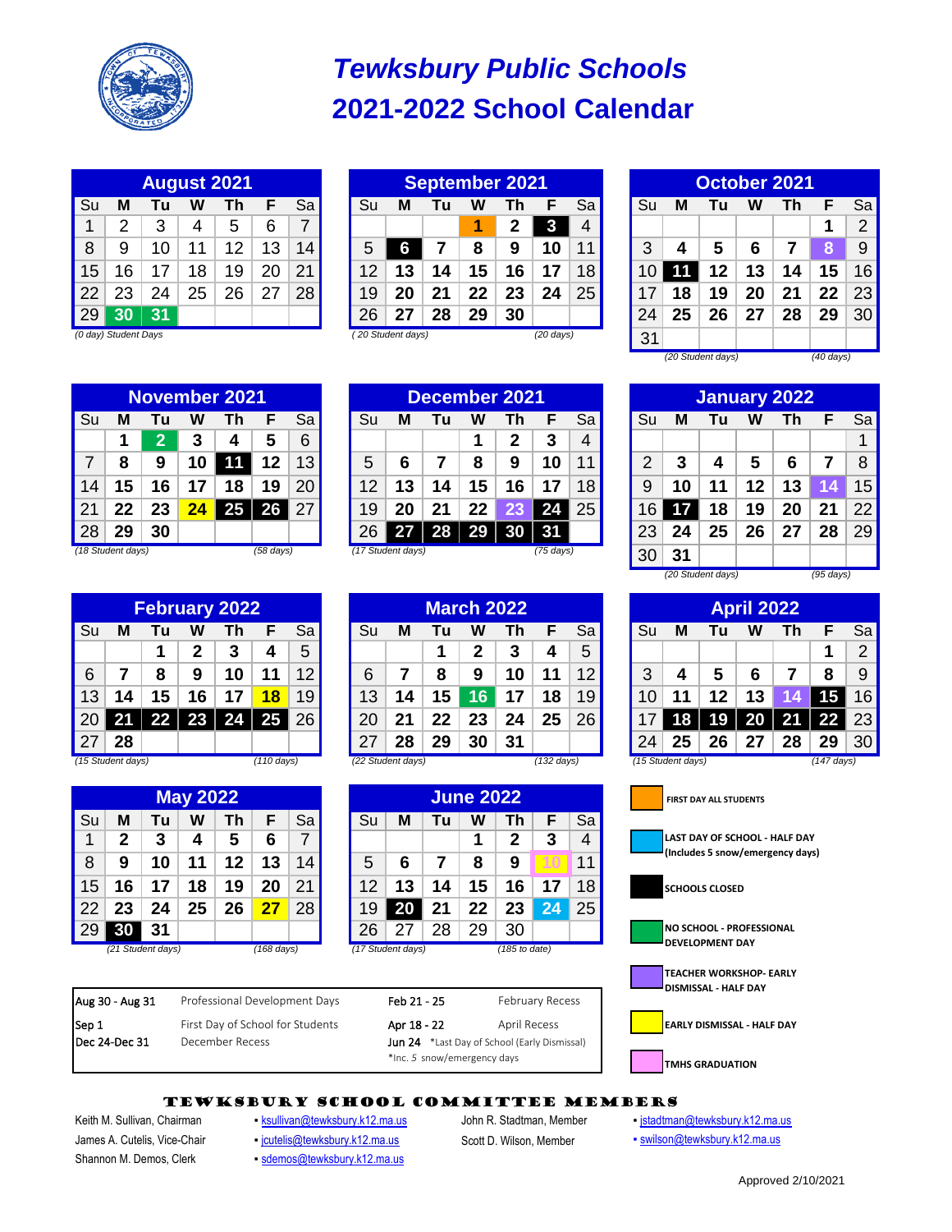# Tewksbury Public Schools
# 2021-2022 School Calendar

### August 2021

| Su | M | Tu | W | Th | F | Sa |
|---|---|---|---|---|---|---|
| 1 | 2 | 3 | 4 | 5 | 6 | 7 |
| 8 | 9 | 10 | 11 | 12 | 13 | 14 |
| 15 | 16 | 17 | 18 | 19 | 20 | 21 |
| 22 | 23 | 24 | 25 | 26 | 27 | 28 |
| 29 | 30 | 31 | | | | |

*(0 day) Student Days*

### September 2021

| Su | M | Tu | W | Th | F | Sa |
|---|---|---|---|---|---|---|
| | | | 1 | 2 | 3 | 4 |
| 5 | 6 | 7 | 8 | 9 | 10 | 11 |
| 12 | 13 | 14 | 15 | 16 | 17 | 18 |
| 19 | 20 | 21 | 22 | 23 | 24 | 25 |
| 26 | 27 | 28 | 29 | 30 | | |

*( 20 Student days)* *(20 days)*

### October 2021

| Su | M | Tu | W | Th | F | Sa |
|---|---|---|---|---|---|---|
| | | | | | 1 | 2 |
| 3 | 4 | 5 | 6 | 7 | 8 | 9 |
| 10 | 11 | 12 | 13 | 14 | 15 | 16 |
| 17 | 18 | 19 | 20 | 21 | 22 | 23 |
| 24 | 25 | 26 | 27 | 28 | 29 | 30 |
| 31 | | | | | | |

*(20 Student days)* *(40 days)*

### November 2021

| Su | M | Tu | W | Th | F | Sa |
|---|---|---|---|---|---|---|
| | 1 | 2 | 3 | 4 | 5 | 6 |
| 7 | 8 | 9 | 10 | 11 | 12 | 13 |
| 14 | 15 | 16 | 17 | 18 | 19 | 20 |
| 21 | 22 | 23 | 24 | 25 | 26 | 27 |
| 28 | 29 | 30 | | | | |

*(18 Student days)* *(58 days)*

### December 2021

| Su | M | Tu | W | Th | F | Sa |
|---|---|---|---|---|---|---|
| | | | 1 | 2 | 3 | 4 |
| 5 | 6 | 7 | 8 | 9 | 10 | 11 |
| 12 | 13 | 14 | 15 | 16 | 17 | 18 |
| 19 | 20 | 21 | 22 | 23 | 24 | 25 |
| 26 | 27 | 28 | 29 | 30 | 31 | |

*(17 Student days)* *(75 days)*

### January 2022

| Su | M | Tu | W | Th | F | Sa |
|---|---|---|---|---|---|---|
| | | | | | | 1 |
| 2 | 3 | 4 | 5 | 6 | 7 | 8 |
| 9 | 10 | 11 | 12 | 13 | 14 | 15 |
| 16 | 17 | 18 | 19 | 20 | 21 | 22 |
| 23 | 24 | 25 | 26 | 27 | 28 | 29 |
| 30 | 31 | | | | | |

*(20 Student days)* *(95 days)*

### February 2022

| Su | M | Tu | W | Th | F | Sa |
|---|---|---|---|---|---|---|
| | | 1 | 2 | 3 | 4 | 5 |
| 6 | 7 | 8 | 9 | 10 | 11 | 12 |
| 13 | 14 | 15 | 16 | 17 | 18 | 19 |
| 20 | 21 | 22 | 23 | 24 | 25 | 26 |
| 27 | 28 | | | | | |

*(15 Student days)* *(110 days)*

### March 2022

| Su | M | Tu | W | Th | F | Sa |
|---|---|---|---|---|---|---|
| | | 1 | 2 | 3 | 4 | 5 |
| 6 | 7 | 8 | 9 | 10 | 11 | 12 |
| 13 | 14 | 15 | 16 | 17 | 18 | 19 |
| 20 | 21 | 22 | 23 | 24 | 25 | 26 |
| 27 | 28 | 29 | 30 | 31 | | |

*(22 Student days)* *(132 days)*

### April 2022

| Su | M | Tu | W | Th | F | Sa |
|---|---|---|---|---|---|---|
| | | | | | 1 | 2 |
| 3 | 4 | 5 | 6 | 7 | 8 | 9 |
| 10 | 11 | 12 | 13 | 14 | 15 | 16 |
| 17 | 18 | 19 | 20 | 21 | 22 | 23 |
| 24 | 25 | 26 | 27 | 28 | 29 | 30 |

*(15 Student days)* *(147 days)*

### May 2022

| Su | M | Tu | W | Th | F | Sa |
|---|---|---|---|---|---|---|
| 1 | 2 | 3 | 4 | 5 | 6 | 7 |
| 8 | 9 | 10 | 11 | 12 | 13 | 14 |
| 15 | 16 | 17 | 18 | 19 | 20 | 21 |
| 22 | 23 | 24 | 25 | 26 | 27 | 28 |
| 29 | 30 | 31 | | | | |

*(21 Student days)* *(168 days)*

### June 2022

| Su | M | Tu | W | Th | F | Sa |
|---|---|---|---|---|---|---|
| | | | 1 | 2 | 3 | 4 |
| 5 | 6 | 7 | 8 | 9 | 10 | 11 |
| 12 | 13 | 14 | 15 | 16 | 17 | 18 |
| 19 | 20 | 21 | 22 | 23 | 24 | 25 |
| 26 | 27 | 28 | 29 | 30 | | |

*(17 Student days)* *(185 to date)*

### Legend

- FIRST DAY ALL STUDENTS
- LAST DAY OF SCHOOL - HALF DAY (Includes 5 snow/emergency days)
- SCHOOLS CLOSED
- NO SCHOOL - PROFESSIONAL DEVELOPMENT DAY
- TEACHER WORKSHOP- EARLY DISMISSAL - HALF DAY
- EARLY DISMISSAL - HALF DAY
- TMHS GRADUATION

| Date | Event | Date | Event |
|---|---|---|---|
| Aug 30 - Aug 31 | Professional Development Days | Feb 21 - 25 | February Recess |
| Sep 1 | First Day of School for Students | Apr 18 - 22 | April Recess |
| Dec 24-Dec 31 | December Recess | Jun 24 | *Last Day of School (Early Dismissal) |
| | | | *Inc. 5 snow/emergency days |

## TEWKSBURY SCHOOL COMMITTEE MEMBERS

| Name | Email | Name | Email |
|---|---|---|---|
| Keith M. Sullivan, Chairman | ksullivan@tewksbury.k12.ma.us | John R. Stadtman, Member | jstadtman@tewksbury.k12.ma.us |
| James A. Cutelis, Vice-Chair | jcutelis@tewksbury.k12.ma.us | Scott D. Wilson, Member | swilson@tewksbury.k12.ma.us |
| Shannon M. Demos, Clerk | sdemos@tewksbury.k12.ma.us | | |

Approved 2/10/2021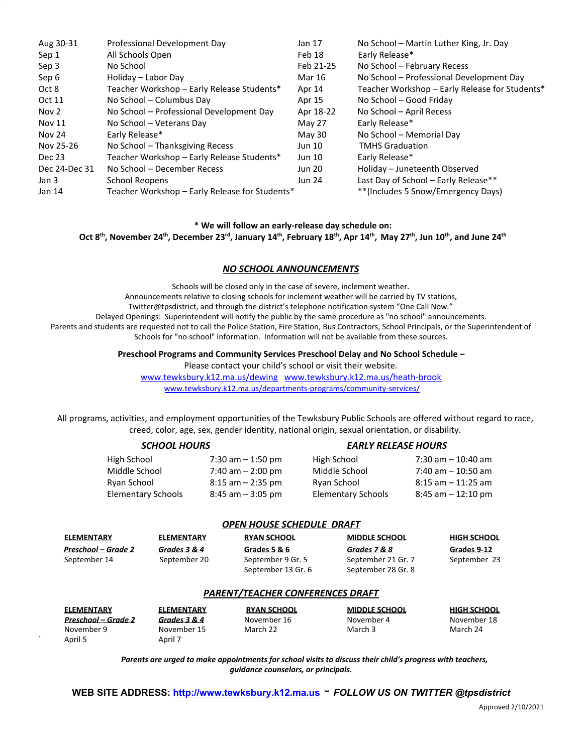| | | | |
|---|---|---|---|
| Aug 30-31 | Professional Development Day | Jan 17 | No School – Martin Luther King, Jr. Day |
| Sep 1 | All Schools Open | Feb 18 | Early Release* |
| Sep 3 | No School | Feb 21-25 | No School – February Recess |
| Sep 6 | Holiday – Labor Day | Mar 16 | No School – Professional Development Day |
| Oct 8 | Teacher Workshop – Early Release Students* | Apr 14 | Teacher Workshop – Early Release for Students* |
| Oct 11 | No School – Columbus Day | Apr 15 | No School – Good Friday |
| Nov 2 | No School – Professional Development Day | Apr 18-22 | No School – April Recess |
| Nov 11 | No School – Veterans Day | May 27 | Early Release* |
| Nov 24 | Early Release* | May 30 | No School – Memorial Day |
| Nov 25-26 | No School – Thanksgiving Recess | Jun 10 | TMHS Graduation |
| Dec 23 | Teacher Workshop – Early Release Students* | Jun 10 | Early Release* |
| Dec 24-Dec 31 | No School – December Recess | Jun 20 | Holiday – Juneteenth Observed |
| Jan 3 | School Reopens | Jun 24 | Last Day of School – Early Release** |
| Jan 14 | Teacher Workshop – Early Release for Students* | | **(Includes 5 Snow/Emergency Days) |

**\* We will follow an early-release day schedule on:**
**Oct 8th, November 24th, December 23rd, January 14th, February 18th, Apr 14th, May 27th, Jun 10th, and June 24th**

## ***NO SCHOOL ANNOUNCEMENTS***

Schools will be closed only in the case of severe, inclement weather.
Announcements relative to closing schools for inclement weather will be carried by TV stations, Twitter@tpsdistrict, and through the district's telephone notification system "One Call Now."
Delayed Openings: Superintendent will notify the public by the same procedure as "no school" announcements.
Parents and students are requested not to call the Police Station, Fire Station, Bus Contractors, School Principals, or the Superintendent of Schools for "no school" information. Information will not be available from these sources.

**Preschool Programs and Community Services Preschool Delay and No School Schedule –**
Please contact your child's school or visit their website.
www.tewksbury.k12.ma.us/dewing www.tewksbury.k12.ma.us/heath-brook
www.tewksbury.k12.ma.us/departments-programs/community-services/

All programs, activities, and employment opportunities of the Tewksbury Public Schools are offered without regard to race, creed, color, age, sex, gender identity, national origin, sexual orientation, or disability.

## ***SCHOOL HOURS***

| | |
|---|---|
| High School | 7:30 am – 1:50 pm |
| Middle School | 7:40 am – 2:00 pm |
| Ryan School | 8:15 am – 2:35 pm |
| Elementary Schools | 8:45 am – 3:05 pm |

## ***EARLY RELEASE HOURS***

| | |
|---|---|
| High School | 7:30 am – 10:40 am |
| Middle School | 7:40 am – 10:50 am |
| Ryan School | 8:15 am – 11:25 am |
| Elementary Schools | 8:45 am – 12:10 pm |

## ***OPEN HOUSE SCHEDULE DRAFT***

| ELEMENTARY | ELEMENTARY | RYAN SCHOOL | MIDDLE SCHOOL | HIGH SCHOOL |
|---|---|---|---|---|
| ***Preschool – Grade 2*** | ***Grades 3 & 4*** | **Grades 5 & 6** | ***Grades 7 & 8*** | **Grades 9-12** |
| September 14 | September 20 | September 9 Gr. 5 | September 21 Gr. 7 | September 23 |
| | | September 13 Gr. 6 | September 28 Gr. 8 | |

## ***PARENT/TEACHER CONFERENCES DRAFT***

| ELEMENTARY | ELEMENTARY | RYAN SCHOOL | MIDDLE SCHOOL | HIGH SCHOOL |
|---|---|---|---|---|
| ***Preschool – Grade 2*** | ***Grades 3 & 4*** | | | |
| November 9 | November 15 | November 16 | November 4 | November 18 |
| April 5 | April 7 | March 22 | March 3 | March 24 |

***Parents are urged to make appointments for school visits to discuss their child's progress with teachers, guidance counselors, or principals.***

**WEB SITE ADDRESS: http://www.tewksbury.k12.ma.us ~ *FOLLOW US ON TWITTER @tpsdistrict***

Approved 2/10/2021